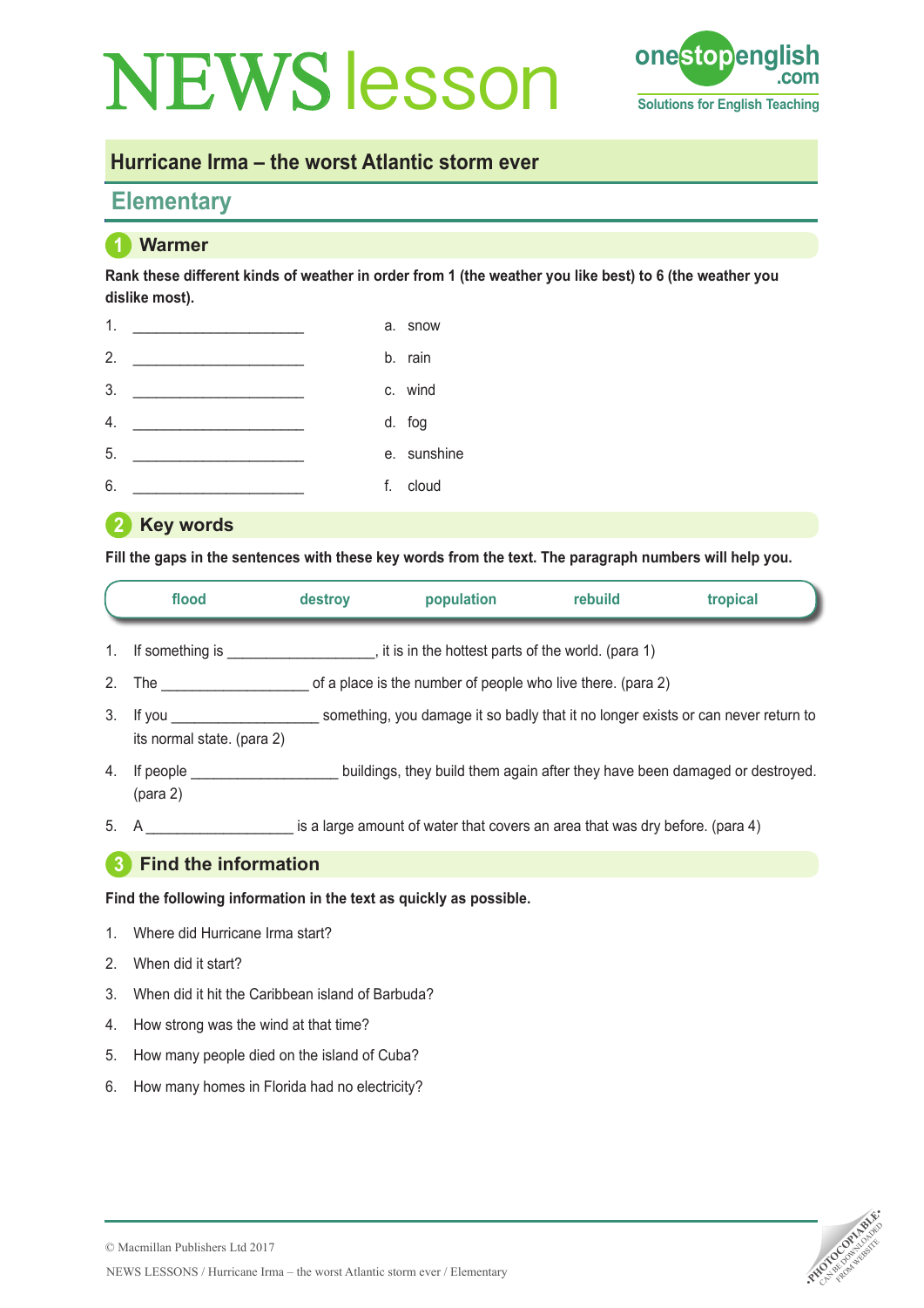# NEWS lesson

## Hurricane Irma – the worst Atlantic storm ever

## Elementary

### 1 Warmer

**Rank these different kinds of weather in order from 1 (the weather you like best) to 6 (the weather you dislike most).**

| | | | |
|---|---|---|---|
| 1. | ____________________ | a. | snow |
| 2. | ____________________ | b. | rain |
| 3. | ____________________ | c. | wind |
| 4. | ____________________ | d. | fog |
| 5. | ____________________ | e. | sunshine |
| 6. | ____________________ | f. | cloud |

### 2 Key words

**Fill the gaps in the sentences with these key words from the text. The paragraph numbers will help you.**

| flood | destroy | population | rebuild | tropical |
|---|---|---|---|---|

1. If something is __________________, it is in the hottest parts of the world. (para 1)
2. The __________________ of a place is the number of people who live there. (para 2)
3. If you __________________ something, you damage it so badly that it no longer exists or can never return to its normal state. (para 2)
4. If people __________________ buildings, they build them again after they have been damaged or destroyed. (para 2)
5. A __________________ is a large amount of water that covers an area that was dry before. (para 4)

### 3 Find the information

**Find the following information in the text as quickly as possible.**

1. Where did Hurricane Irma start?
2. When did it start?
3. When did it hit the Caribbean island of Barbuda?
4. How strong was the wind at that time?
5. How many people died on the island of Cuba?
6. How many homes in Florida had no electricity?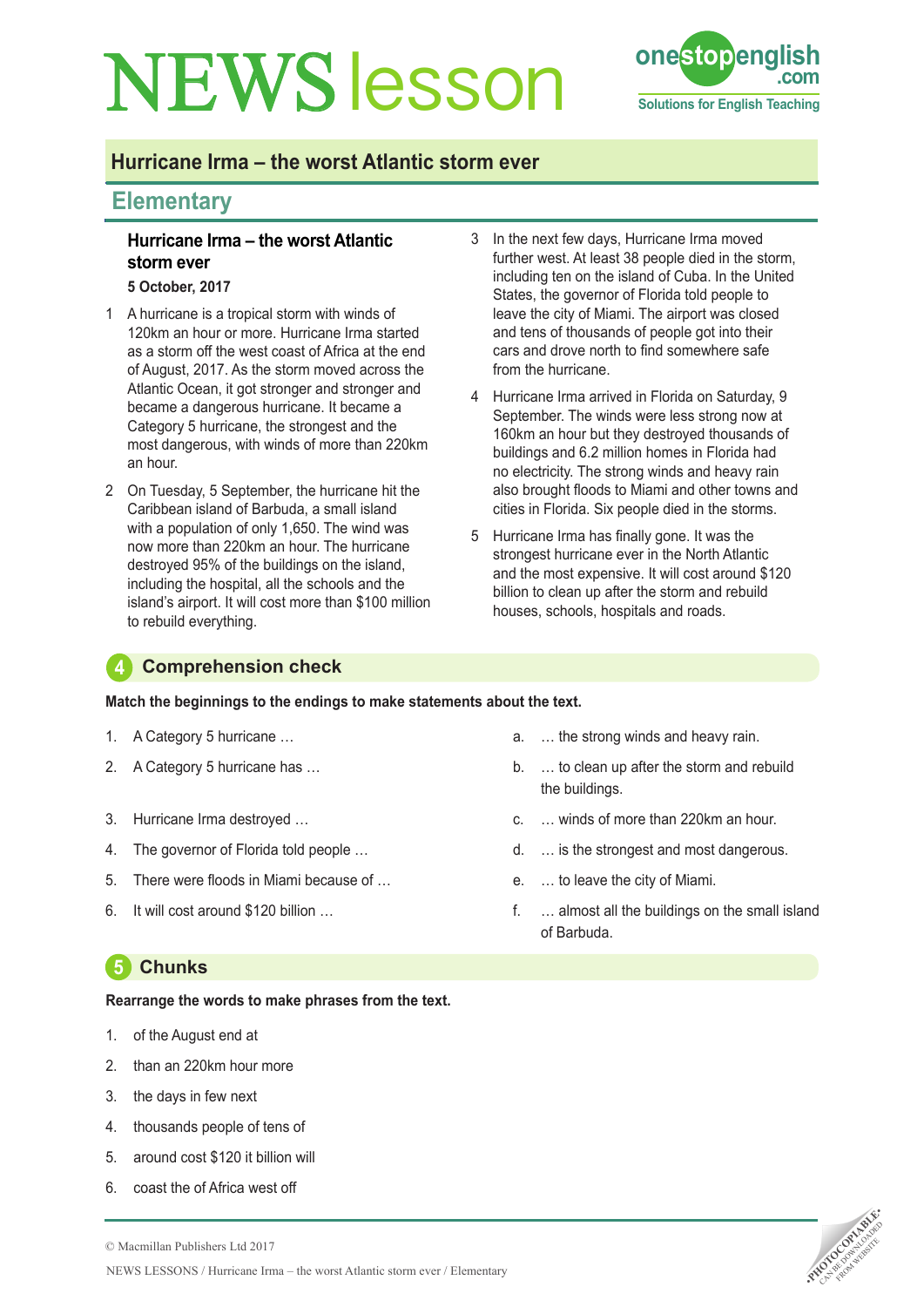# NEWS lesson

## Hurricane Irma – the worst Atlantic storm ever

## Elementary

### Hurricane Irma – the worst Atlantic storm ever

**5 October, 2017**

1 A hurricane is a tropical storm with winds of 120km an hour or more. Hurricane Irma started as a storm off the west coast of Africa at the end of August, 2017. As the storm moved across the Atlantic Ocean, it got stronger and stronger and became a dangerous hurricane. It became a Category 5 hurricane, the strongest and the most dangerous, with winds of more than 220km an hour.

2 On Tuesday, 5 September, the hurricane hit the Caribbean island of Barbuda, a small island with a population of only 1,650. The wind was now more than 220km an hour. The hurricane destroyed 95% of the buildings on the island, including the hospital, all the schools and the island's airport. It will cost more than $100 million to rebuild everything.

3 In the next few days, Hurricane Irma moved further west. At least 38 people died in the storm, including ten on the island of Cuba. In the United States, the governor of Florida told people to leave the city of Miami. The airport was closed and tens of thousands of people got into their cars and drove north to find somewhere safe from the hurricane.

4 Hurricane Irma arrived in Florida on Saturday, 9 September. The winds were less strong now at 160km an hour but they destroyed thousands of buildings and 6.2 million homes in Florida had no electricity. The strong winds and heavy rain also brought floods to Miami and other towns and cities in Florida. Six people died in the storms.

5 Hurricane Irma has finally gone. It was the strongest hurricane ever in the North Atlantic and the most expensive. It will cost around $120 billion to clean up after the storm and rebuild houses, schools, hospitals and roads.

## 4 Comprehension check

**Match the beginnings to the endings to make statements about the text.**

1. A Category 5 hurricane …
2. A Category 5 hurricane has …
3. Hurricane Irma destroyed …
4. The governor of Florida told people …
5. There were floods in Miami because of …
6. It will cost around $120 billion …

a. … the strong winds and heavy rain.
b. … to clean up after the storm and rebuild the buildings.
c. … winds of more than 220km an hour.
d. … is the strongest and most dangerous.
e. … to leave the city of Miami.
f. … almost all the buildings on the small island of Barbuda.

## 5 Chunks

**Rearrange the words to make phrases from the text.**

1. of the August end at
2. than an 220km hour more
3. the days in few next
4. thousands people of tens of
5. around cost $120 it billion will
6. coast the of Africa west off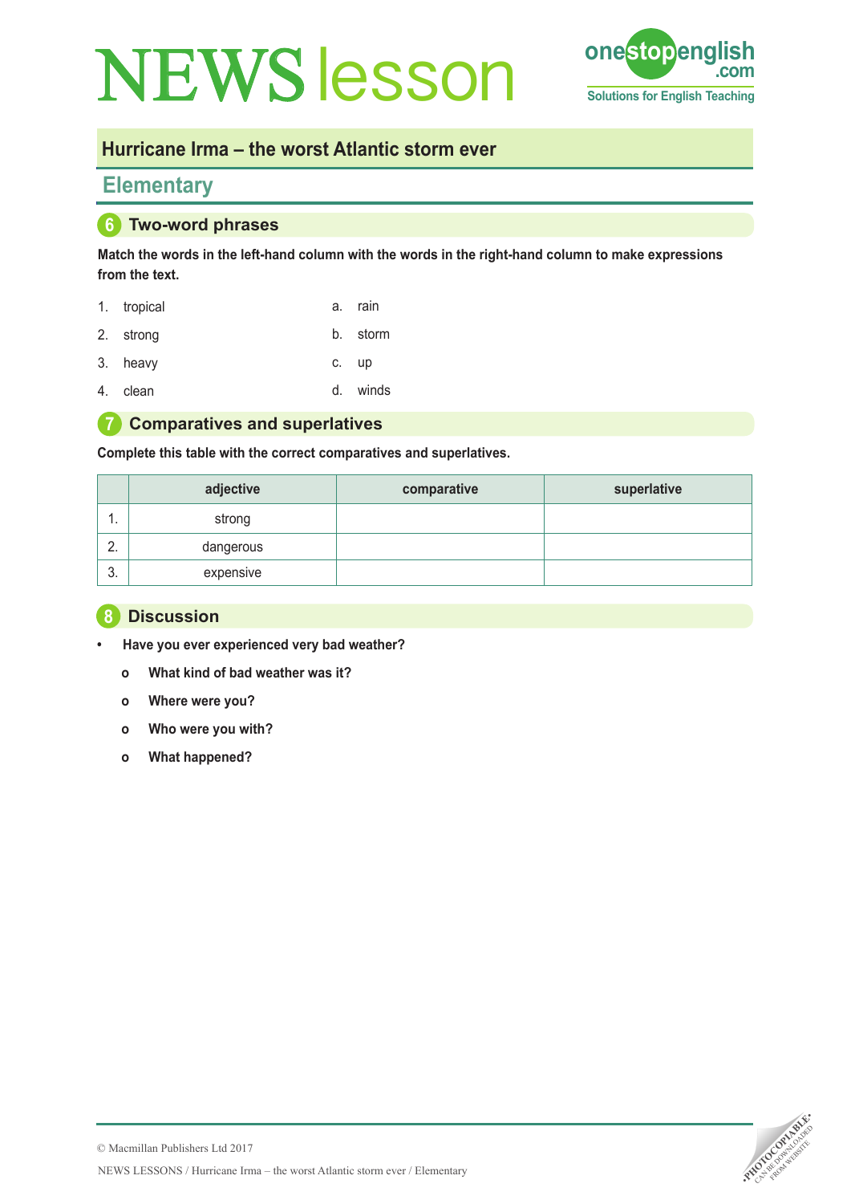# NEWS lesson

## Hurricane Irma – the worst Atlantic storm ever

## Elementary

### 6 Two-word phrases

**Match the words in the left-hand column with the words in the right-hand column to make expressions from the text.**

1. tropical
2. strong
3. heavy
4. clean

a. rain
b. storm
c. up
d. winds

### 7 Comparatives and superlatives

**Complete this table with the correct comparatives and superlatives.**

| | adjective | comparative | superlative |
|---|---|---|---|
| 1. | strong | | |
| 2. | dangerous | | |
| 3. | expensive | | |

### 8 Discussion

- **Have you ever experienced very bad weather?**
    - **What kind of bad weather was it?**
    - **Where were you?**
    - **Who were you with?**
    - **What happened?**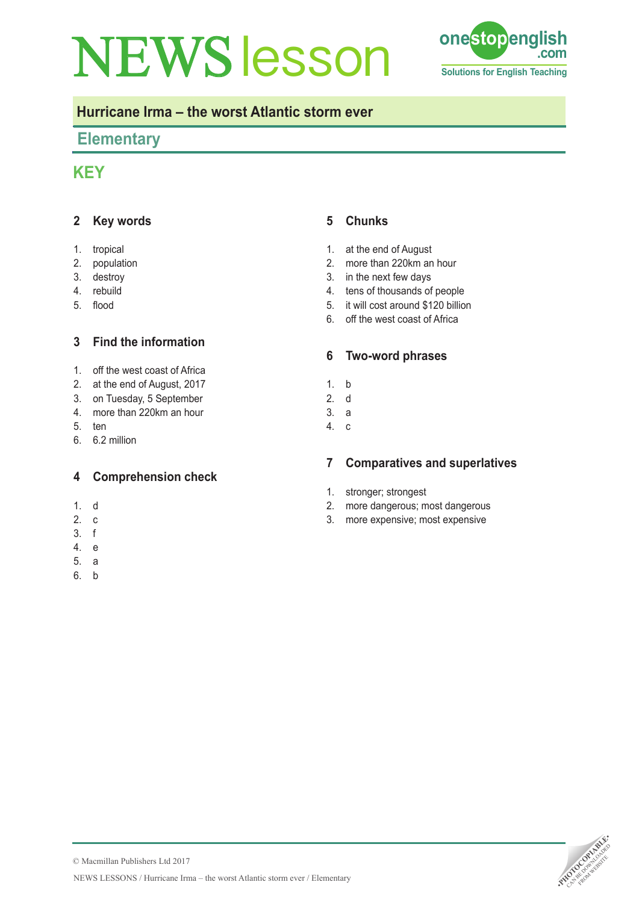# NEWS lesson

## Hurricane Irma – the worst Atlantic storm ever

## Elementary

## KEY

### 2 Key words

1. tropical
2. population
3. destroy
4. rebuild
5. flood

### 3 Find the information

1. off the west coast of Africa
2. at the end of August, 2017
3. on Tuesday, 5 September
4. more than 220km an hour
5. ten
6. 6.2 million

### 4 Comprehension check

1. d
2. c
3. f
4. e
5. a
6. b

### 5 Chunks

1. at the end of August
2. more than 220km an hour
3. in the next few days
4. tens of thousands of people
5. it will cost around $120 billion
6. off the west coast of Africa

### 6 Two-word phrases

1. b
2. d
3. a
4. c

### 7 Comparatives and superlatives

1. stronger; strongest
2. more dangerous; most dangerous
3. more expensive; most expensive